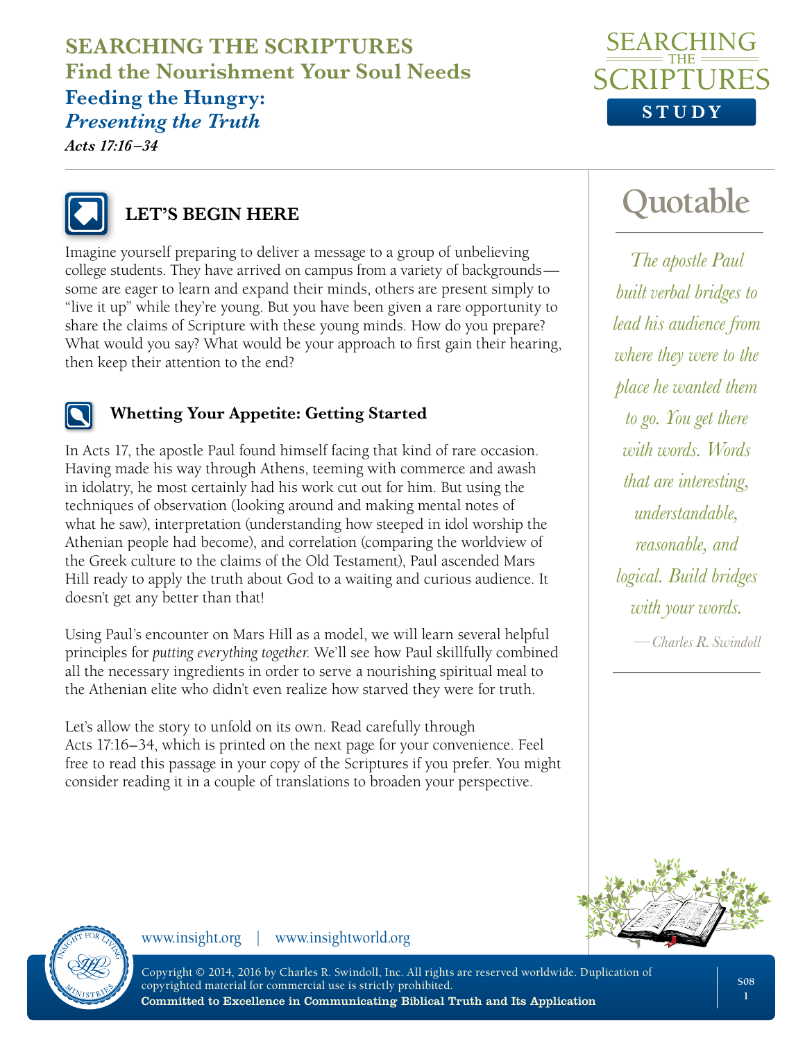# SEARCHING THE SCRIPTURES

## Find the Nourishment Your Soul Needs

### Feeding the Hungry: *Presenting the Truth*

***Acts 17:16–34***

## LET'S BEGIN HERE

Imagine yourself preparing to deliver a message to a group of unbelieving college students. They have arrived on campus from a variety of backgrounds—some are eager to learn and expand their minds, others are present simply to "live it up" while they're young. But you have been given a rare opportunity to share the claims of Scripture with these young minds. How do you prepare? What would you say? What would be your approach to first gain their hearing, then keep their attention to the end?

### Whetting Your Appetite: Getting Started

In Acts 17, the apostle Paul found himself facing that kind of rare occasion. Having made his way through Athens, teeming with commerce and awash in idolatry, he most certainly had his work cut out for him. But using the techniques of observation (looking around and making mental notes of what he saw), interpretation (understanding how steeped in idol worship the Athenian people had become), and correlation (comparing the worldview of the Greek culture to the claims of the Old Testament), Paul ascended Mars Hill ready to apply the truth about God to a waiting and curious audience. It doesn't get any better than that!

Using Paul's encounter on Mars Hill as a model, we will learn several helpful principles for *putting everything together*. We'll see how Paul skillfully combined all the necessary ingredients in order to serve a nourishing spiritual meal to the Athenian elite who didn't even realize how starved they were for truth.

Let's allow the story to unfold on its own. Read carefully through Acts 17:16–34, which is printed on the next page for your convenience. Feel free to read this passage in your copy of the Scriptures if you prefer. You might consider reading it in a couple of translations to broaden your perspective.

## Quotable

*The apostle Paul built verbal bridges to lead his audience from where they were to the place he wanted them to go. You get there with words. Words that are interesting, understandable, reasonable, and logical. Build bridges with your words.*

*—Charles R. Swindoll*

www.insight.org | www.insightworld.org

Copyright © 2014, 2016 by Charles R. Swindoll, Inc. All rights are reserved worldwide. Duplication of copyrighted material for commercial use is strictly prohibited.
**Committed to Excellence in Communicating Biblical Truth and Its Application**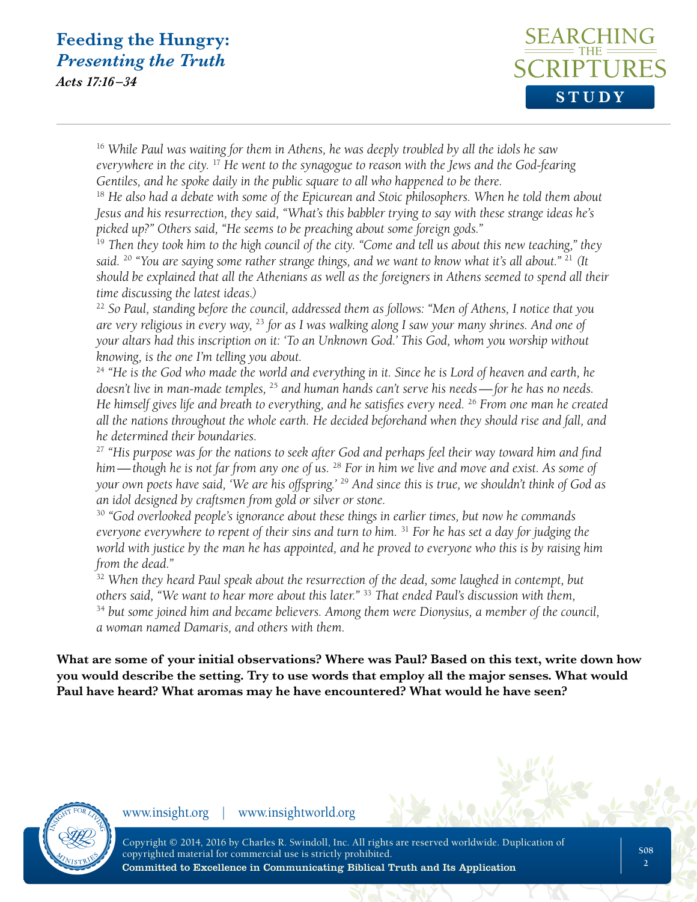# Feeding the Hungry: *Presenting the Truth*

*Acts 17:16–34*

*[16] While Paul was waiting for them in Athens, he was deeply troubled by all the idols he saw everywhere in the city. [17] He went to the synagogue to reason with the Jews and the God-fearing Gentiles, and he spoke daily in the public square to all who happened to be there.*

*[18] He also had a debate with some of the Epicurean and Stoic philosophers. When he told them about Jesus and his resurrection, they said, "What's this babbler trying to say with these strange ideas he's picked up?" Others said, "He seems to be preaching about some foreign gods."*

*[19] Then they took him to the high council of the city. "Come and tell us about this new teaching," they said. [20] "You are saying some rather strange things, and we want to know what it's all about." [21] (It should be explained that all the Athenians as well as the foreigners in Athens seemed to spend all their time discussing the latest ideas.)*

*[22] So Paul, standing before the council, addressed them as follows: "Men of Athens, I notice that you are very religious in every way, [23] for as I was walking along I saw your many shrines. And one of your altars had this inscription on it: 'To an Unknown God.' This God, whom you worship without knowing, is the one I'm telling you about.*

*[24] "He is the God who made the world and everything in it. Since he is Lord of heaven and earth, he doesn't live in man-made temples, [25] and human hands can't serve his needs—for he has no needs. He himself gives life and breath to everything, and he satisfies every need. [26] From one man he created all the nations throughout the whole earth. He decided beforehand when they should rise and fall, and he determined their boundaries.*

*[27] "His purpose was for the nations to seek after God and perhaps feel their way toward him and find him—though he is not far from any one of us. [28] For in him we live and move and exist. As some of your own poets have said, 'We are his offspring.' [29] And since this is true, we shouldn't think of God as an idol designed by craftsmen from gold or silver or stone.*

*[30] "God overlooked people's ignorance about these things in earlier times, but now he commands everyone everywhere to repent of their sins and turn to him. [31] For he has set a day for judging the world with justice by the man he has appointed, and he proved to everyone who this is by raising him from the dead."*

*[32] When they heard Paul speak about the resurrection of the dead, some laughed in contempt, but others said, "We want to hear more about this later." [33] That ended Paul's discussion with them, [34] but some joined him and became believers. Among them were Dionysius, a member of the council, a woman named Damaris, and others with them.*

**What are some of your initial observations? Where was Paul? Based on this text, write down how you would describe the setting. Try to use words that employ all the major senses. What would Paul have heard? What aromas may he have encountered? What would he have seen?**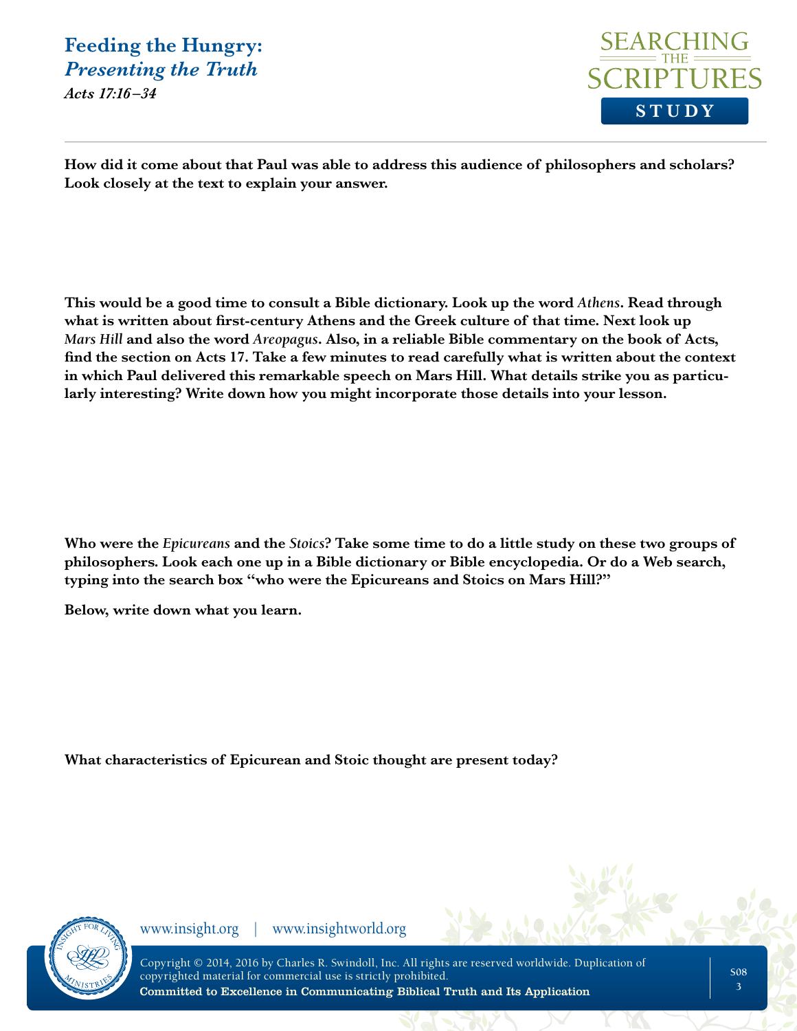How did it come about that Paul was able to address this audience of philosophers and scholars? Look closely at the text to explain your answer.

This would be a good time to consult a Bible dictionary. Look up the word *Athens*. Read through what is written about first-century Athens and the Greek culture of that time. Next look up *Mars Hill* and also the word *Areopagus*. Also, in a reliable Bible commentary on the book of Acts, find the section on Acts 17. Take a few minutes to read carefully what is written about the context in which Paul delivered this remarkable speech on Mars Hill. What details strike you as particularly interesting? Write down how you might incorporate those details into your lesson.

Who were the *Epicureans* and the *Stoics*? Take some time to do a little study on these two groups of philosophers. Look each one up in a Bible dictionary or Bible encyclopedia. Or do a Web search, typing into the search box "who were the Epicureans and Stoics on Mars Hill?"

Below, write down what you learn.

What characteristics of Epicurean and Stoic thought are present today?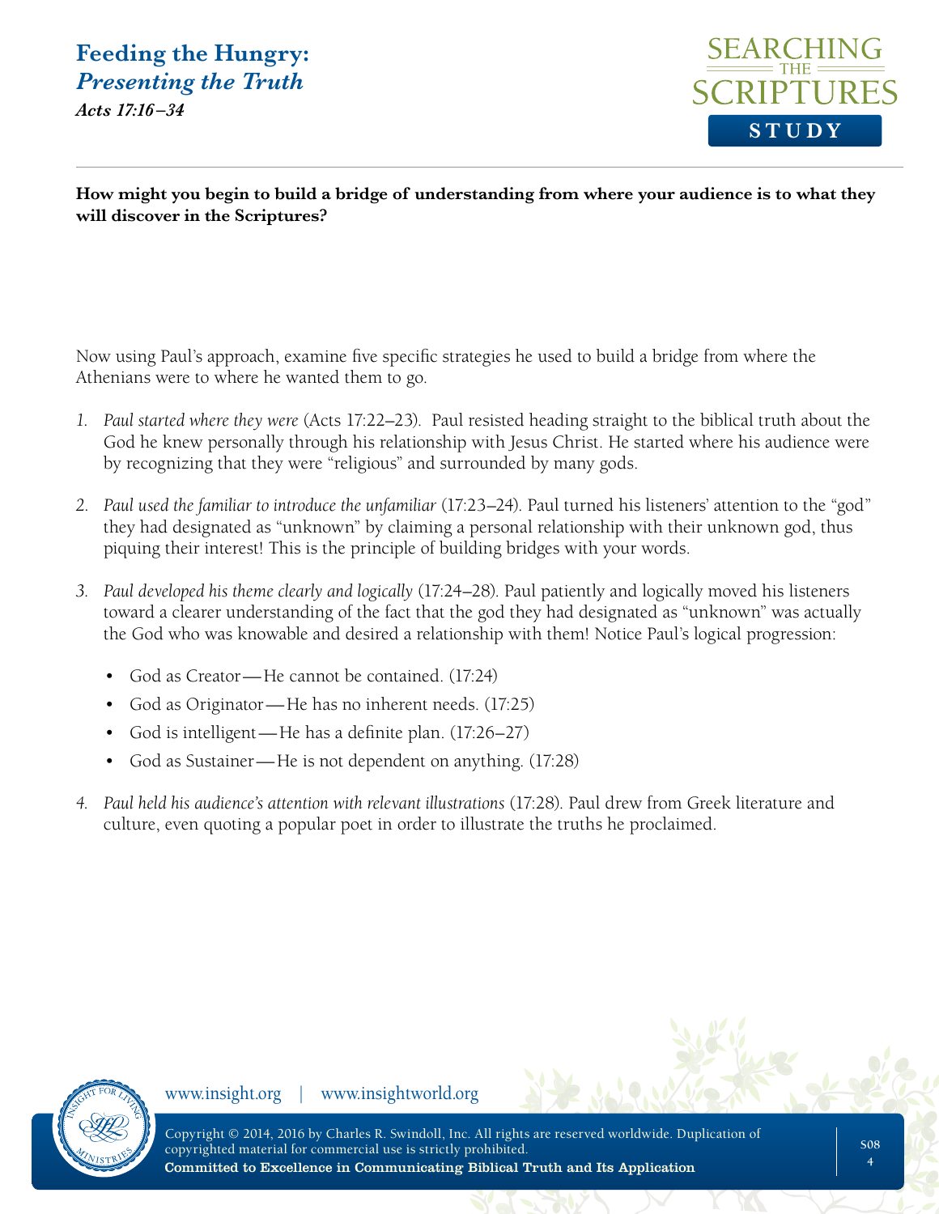**How might you begin to build a bridge of understanding from where your audience is to what they will discover in the Scriptures?**

Now using Paul's approach, examine five specific strategies he used to build a bridge from where the Athenians were to where he wanted them to go.

1. *Paul started where they were* (Acts 17:22–23). Paul resisted heading straight to the biblical truth about the God he knew personally through his relationship with Jesus Christ. He started where his audience were by recognizing that they were "religious" and surrounded by many gods.

2. *Paul used the familiar to introduce the unfamiliar* (17:23–24). Paul turned his listeners' attention to the "god" they had designated as "unknown" by claiming a personal relationship with their unknown god, thus piquing their interest! This is the principle of building bridges with your words.

3. *Paul developed his theme clearly and logically* (17:24–28). Paul patiently and logically moved his listeners toward a clearer understanding of the fact that the god they had designated as "unknown" was actually the God who was knowable and desired a relationship with them! Notice Paul's logical progression:

   - God as Creator—He cannot be contained. (17:24)
   - God as Originator—He has no inherent needs. (17:25)
   - God is intelligent—He has a definite plan. (17:26–27)
   - God as Sustainer—He is not dependent on anything. (17:28)

4. *Paul held his audience's attention with relevant illustrations* (17:28). Paul drew from Greek literature and culture, even quoting a popular poet in order to illustrate the truths he proclaimed.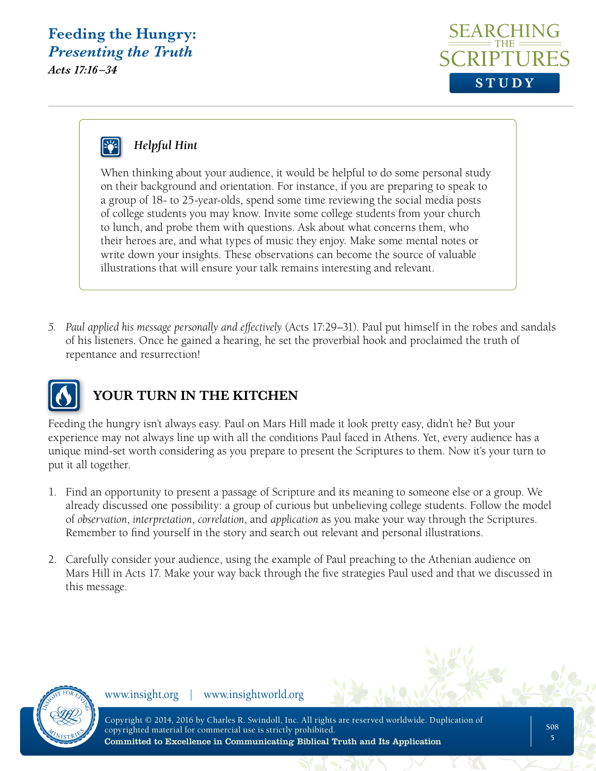**Helpful Hint**

When thinking about your audience, it would be helpful to do some personal study on their background and orientation. For instance, if you are preparing to speak to a group of 18- to 25-year-olds, spend some time reviewing the social media posts of college students you may know. Invite some college students from your church to lunch, and probe them with questions. Ask about what concerns them, who their heroes are, and what types of music they enjoy. Make some mental notes or write down your insights. These observations can become the source of valuable illustrations that will ensure your talk remains interesting and relevant.

5. *Paul applied his message personally and effectively* (Acts 17:29–31). Paul put himself in the robes and sandals of his listeners. Once he gained a hearing, he set the proverbial hook and proclaimed the truth of repentance and resurrection!

## YOUR TURN IN THE KITCHEN

Feeding the hungry isn't always easy. Paul on Mars Hill made it look pretty easy, didn't he? But your experience may not always line up with all the conditions Paul faced in Athens. Yet, every audience has a unique mind-set worth considering as you prepare to present the Scriptures to them. Now it's your turn to put it all together.

1. Find an opportunity to present a passage of Scripture and its meaning to someone else or a group. We already discussed one possibility: a group of curious but unbelieving college students. Follow the model of *observation*, *interpretation*, *correlation*, and *application* as you make your way through the Scriptures. Remember to find yourself in the story and search out relevant and personal illustrations.

2. Carefully consider your audience, using the example of Paul preaching to the Athenian audience on Mars Hill in Acts 17. Make your way back through the five strategies Paul used and that we discussed in this message.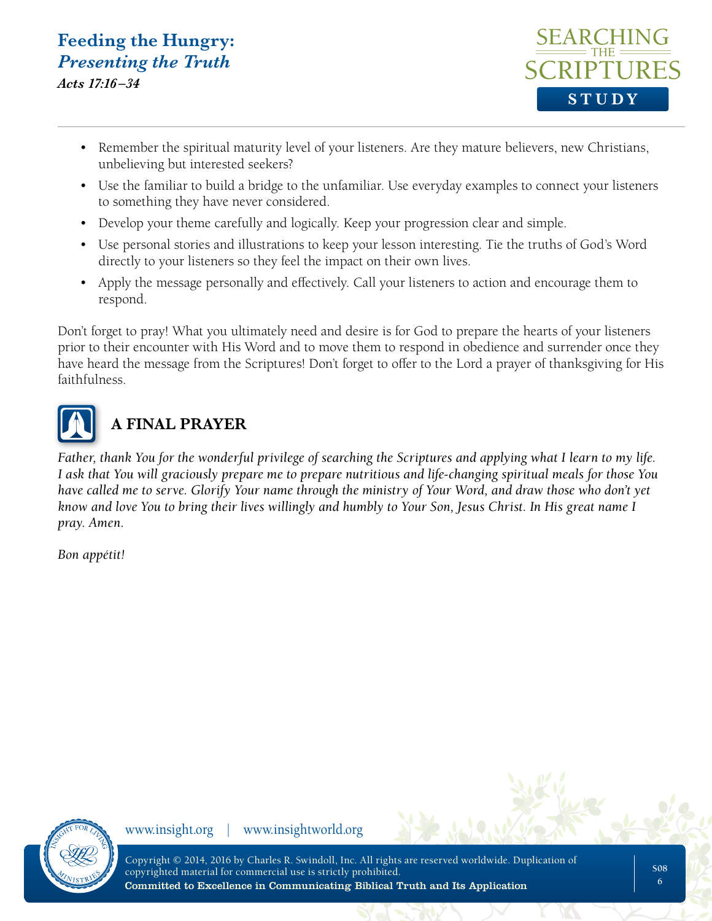- Remember the spiritual maturity level of your listeners. Are they mature believers, new Christians, unbelieving but interested seekers?
- Use the familiar to build a bridge to the unfamiliar. Use everyday examples to connect your listeners to something they have never considered.
- Develop your theme carefully and logically. Keep your progression clear and simple.
- Use personal stories and illustrations to keep your lesson interesting. Tie the truths of God's Word directly to your listeners so they feel the impact on their own lives.
- Apply the message personally and effectively. Call your listeners to action and encourage them to respond.

Don't forget to pray! What you ultimately need and desire is for God to prepare the hearts of your listeners prior to their encounter with His Word and to move them to respond in obedience and surrender once they have heard the message from the Scriptures! Don't forget to offer to the Lord a prayer of thanksgiving for His faithfulness.

## A FINAL PRAYER

*Father, thank You for the wonderful privilege of searching the Scriptures and applying what I learn to my life. I ask that You will graciously prepare me to prepare nutritious and life-changing spiritual meals for those You have called me to serve. Glorify Your name through the ministry of Your Word, and draw those who don't yet know and love You to bring their lives willingly and humbly to Your Son, Jesus Christ. In His great name I pray. Amen.*

*Bon appétit!*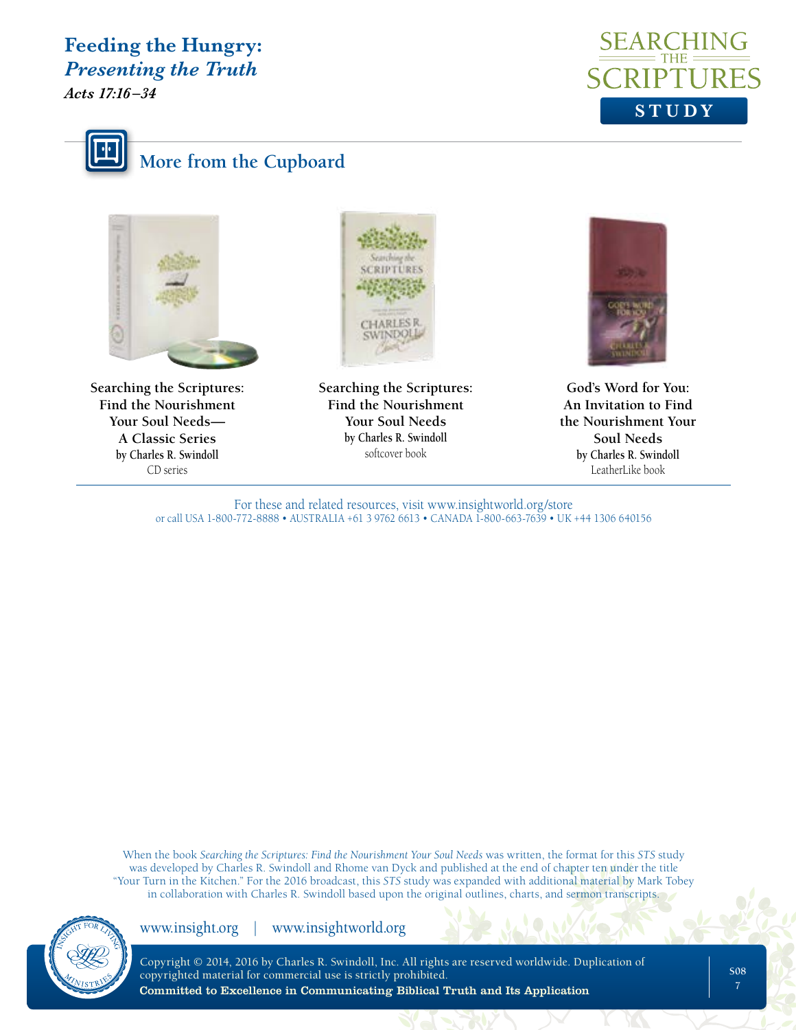# Feeding the Hungry: *Presenting the Truth*

*Acts 17:16–34*

## More from the Cupboard

**Searching the Scriptures: Find the Nourishment Your Soul Needs— A Classic Series**
by Charles R. Swindoll
CD series

**Searching the Scriptures: Find the Nourishment Your Soul Needs**
by Charles R. Swindoll
softcover book

**God's Word for You: An Invitation to Find the Nourishment Your Soul Needs**
by Charles R. Swindoll
LeatherLike book

For these and related resources, visit www.insightworld.org/store
or call USA 1-800-772-8888 • AUSTRALIA +61 3 9762 6613 • CANADA 1-800-663-7639 • UK +44 1306 640156

When the book *Searching the Scriptures: Find the Nourishment Your Soul Needs* was written, the format for this *STS* study was developed by Charles R. Swindoll and Rhome van Dyck and published at the end of chapter ten under the title "Your Turn in the Kitchen." For the 2016 broadcast, this *STS* study was expanded with additional material by Mark Tobey in collaboration with Charles R. Swindoll based upon the original outlines, charts, and sermon transcripts.

www.insight.org | www.insightworld.org

Copyright © 2014, 2016 by Charles R. Swindoll, Inc. All rights are reserved worldwide. Duplication of copyrighted material for commercial use is strictly prohibited.
**Committed to Excellence in Communicating Biblical Truth and Its Application**